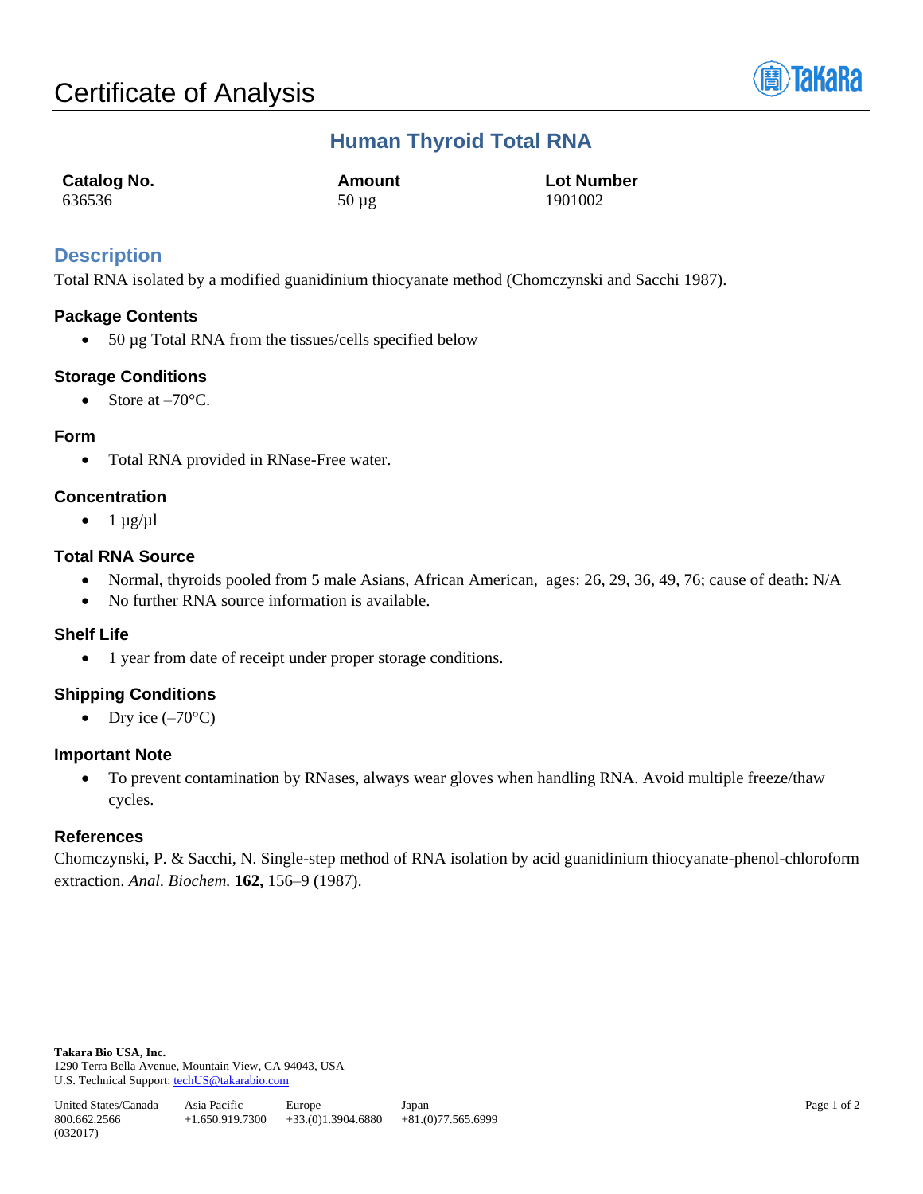# Certificate of Analysis

## Human Thyroid Total RNA

| Catalog No. | Amount | Lot Number |
|---|---|---|
| 636536 | 50 µg | 1901002 |

## Description

Total RNA isolated by a modified guanidinium thiocyanate method (Chomczynski and Sacchi 1987).

### Package Contents

- 50 µg Total RNA from the tissues/cells specified below

### Storage Conditions

- Store at –70°C.

### Form

- Total RNA provided in RNase-Free water.

### Concentration

- 1 µg/µl

### Total RNA Source

- Normal, thyroids pooled from 5 male Asians, African American,  ages: 26, 29, 36, 49, 76; cause of death: N/A
- No further RNA source information is available.

### Shelf Life

- 1 year from date of receipt under proper storage conditions.

### Shipping Conditions

- Dry ice (–70°C)

### Important Note

- To prevent contamination by RNases, always wear gloves when handling RNA. Avoid multiple freeze/thaw cycles.

### References

Chomczynski, P. & Sacchi, N. Single-step method of RNA isolation by acid guanidinium thiocyanate-phenol-chloroform extraction. *Anal. Biochem.* **162,** 156–9 (1987).

**Takara Bio USA, Inc.**
1290 Terra Bella Avenue, Mountain View, CA 94043, USA
U.S. Technical Support: techUS@takarabio.com

| United States/Canada | Asia Pacific | Europe | Japan |
|---|---|---|---|
| 800.662.2566 | +1.650.919.7300 | +33.(0)1.3904.6880 | +81.(0)77.565.6999 |

(032017)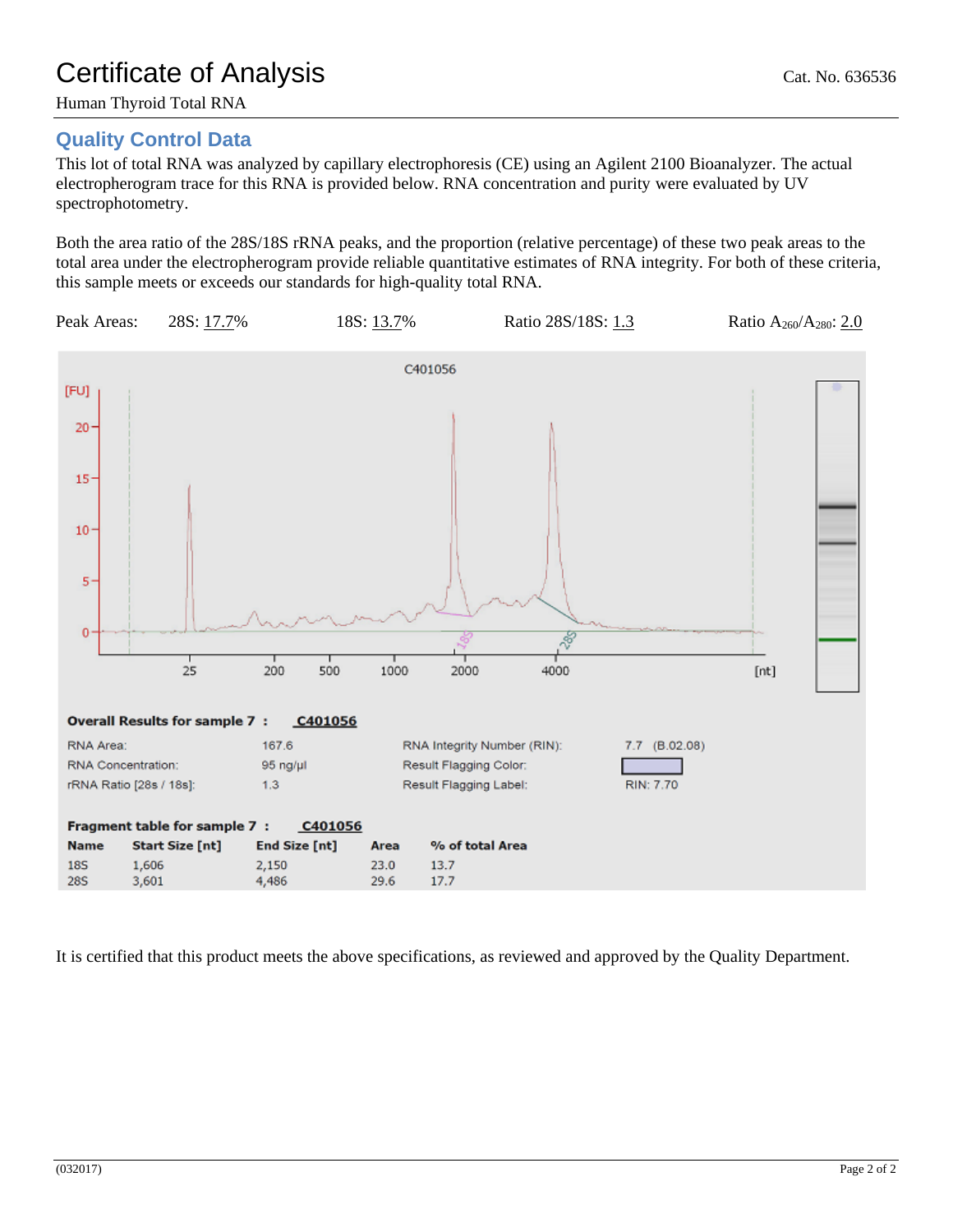# Certificate of Analysis

Cat. No. 636536

Human Thyroid Total RNA

## Quality Control Data

This lot of total RNA was analyzed by capillary electrophoresis (CE) using an Agilent 2100 Bioanalyzer. The actual electropherogram trace for this RNA is provided below. RNA concentration and purity were evaluated by UV spectrophotometry.

Both the area ratio of the 28S/18S rRNA peaks, and the proportion (relative percentage) of these two peak areas to the total area under the electropherogram provide reliable quantitative estimates of RNA integrity. For both of these criteria, this sample meets or exceeds our standards for high-quality total RNA.

Peak Areas: 28S: 17.7% 18S: 13.7% Ratio 28S/18S: 1.3 Ratio $A_{260}/A_{280}$: 2.0

C401056

**Overall Results for sample 7 : C401056**

| | | | |
|---|---|---|---|
| RNA Area: | 167.6 | RNA Integrity Number (RIN): | 7.7 (B.02.08) |
| RNA Concentration: | 95 ng/µl | Result Flagging Color: | |
| rRNA Ratio [28s / 18s]: | 1.3 | Result Flagging Label: | RIN: 7.70 |

**Fragment table for sample 7 : C401056**

| Name | Start Size [nt] | End Size [nt] | Area | % of total Area |
|---|---|---|---|---|
| 18S | 1,606 | 2,150 | 23.0 | 13.7 |
| 28S | 3,601 | 4,486 | 29.6 | 17.7 |

It is certified that this product meets the above specifications, as reviewed and approved by the Quality Department.

(032017)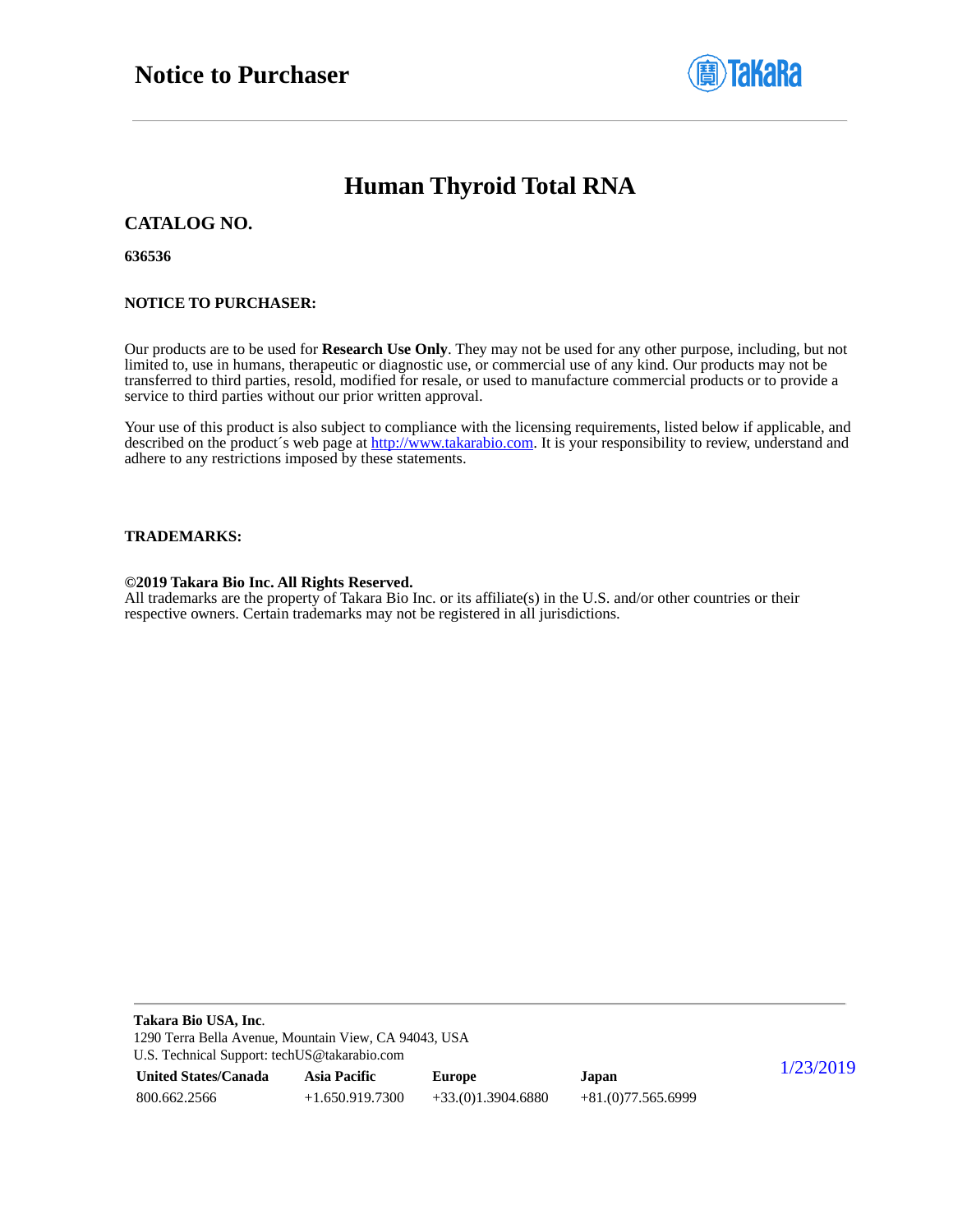# Notice to Purchaser

## Human Thyroid Total RNA

### CATALOG NO.

**636536**

**NOTICE TO PURCHASER:**

Our products are to be used for **Research Use Only**. They may not be used for any other purpose, including, but not limited to, use in humans, therapeutic or diagnostic use, or commercial use of any kind. Our products may not be transferred to third parties, resold, modified for resale, or used to manufacture commercial products or to provide a service to third parties without our prior written approval.

Your use of this product is also subject to compliance with the licensing requirements, listed below if applicable, and described on the product´s web page at [http://www.takarabio.com](http://www.takarabio.com). It is your responsibility to review, understand and adhere to any restrictions imposed by these statements.

**TRADEMARKS:**

**©2019 Takara Bio Inc. All Rights Reserved.**
All trademarks are the property of Takara Bio Inc. or its affiliate(s) in the U.S. and/or other countries or their respective owners. Certain trademarks may not be registered in all jurisdictions.

**Takara Bio USA, Inc**.
1290 Terra Bella Avenue, Mountain View, CA 94043, USA
U.S. Technical Support: techUS@takarabio.com

| United States/Canada | Asia Pacific | Europe | Japan |
|---|---|---|---|
| 800.662.2566 | +1.650.919.7300 | +33.(0)1.3904.6880 | +81.(0)77.565.6999 |

1/23/2019